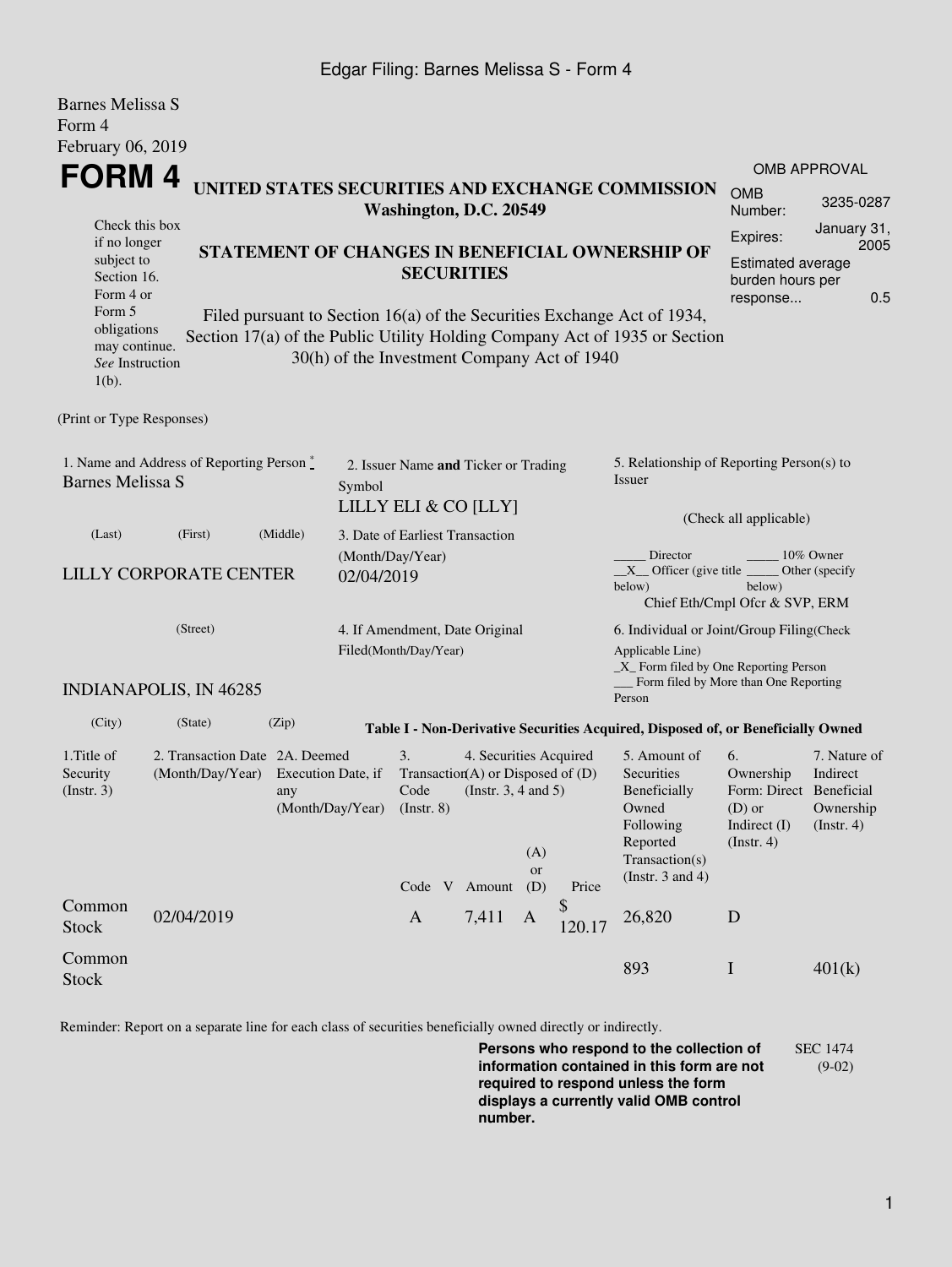Edgar Filing: Barnes Melissa S - Form 4

Barnes Melissa S
Form 4
February 06, 2019

# FORM 4

**UNITED STATES SECURITIES AND EXCHANGE COMMISSION**
**Washington, D.C. 20549**

Check this box if no longer subject to Section 16. Form 4 or Form 5 obligations may continue. *See* Instruction 1(b).

**STATEMENT OF CHANGES IN BENEFICIAL OWNERSHIP OF SECURITIES**

Filed pursuant to Section 16(a) of the Securities Exchange Act of 1934, Section 17(a) of the Public Utility Holding Company Act of 1935 or Section 30(h) of the Investment Company Act of 1940

| OMB APPROVAL | |
|---|---|
| OMB Number: | 3235-0287 |
| Expires: | January 31, 2005 |
| Estimated average burden hours per response... | 0.5 |

(Print or Type Responses)

1. Name and Address of Reporting Person *
Barnes Melissa S

(Last) (First) (Middle)

LILLY CORPORATE CENTER

(Street)

INDIANAPOLIS, IN 46285

(City) (State) (Zip)

2. Issuer Name **and** Ticker or Trading Symbol
LILLY ELI & CO [LLY]

3. Date of Earliest Transaction (Month/Day/Year)
02/04/2019

4. If Amendment, Date Original Filed(Month/Day/Year)

5. Relationship of Reporting Person(s) to Issuer

(Check all applicable)

_____ Director _____ 10% Owner
__X__ Officer (give title below) _____ Other (specify below)
Chief Eth/Cmpl Ofcr & SVP, ERM

6. Individual or Joint/Group Filing(Check Applicable Line)
_X_ Form filed by One Reporting Person
___ Form filed by More than One Reporting Person

**Table I - Non-Derivative Securities Acquired, Disposed of, or Beneficially Owned**

| 1.Title of Security (Instr. 3) | 2. Transaction Date (Month/Day/Year) | 2A. Deemed Execution Date, if any (Month/Day/Year) | 3. Transaction Code (Instr. 8) | | 4. Securities Acquired (A) or Disposed of (D) (Instr. 3, 4 and 5) | | | 5. Amount of Securities Beneficially Owned Following Reported Transaction(s) (Instr. 3 and 4) | 6. Ownership Form: Direct (D) or Indirect (I) (Instr. 4) | 7. Nature of Indirect Beneficial Ownership (Instr. 4) |
|---|---|---|---|---|---|---|---|---|---|---|
| | | | Code | V | Amount | (A) or (D) | Price | | | |
| Common Stock | 02/04/2019 | | A | | 7,411 | A | $ 120.17 | 26,820 | D | |
| Common Stock | | | | | | | | 893 | I | 401(k) |

Reminder: Report on a separate line for each class of securities beneficially owned directly or indirectly.

**Persons who respond to the collection of information contained in this form are not required to respond unless the form displays a currently valid OMB control number.**

SEC 1474 (9-02)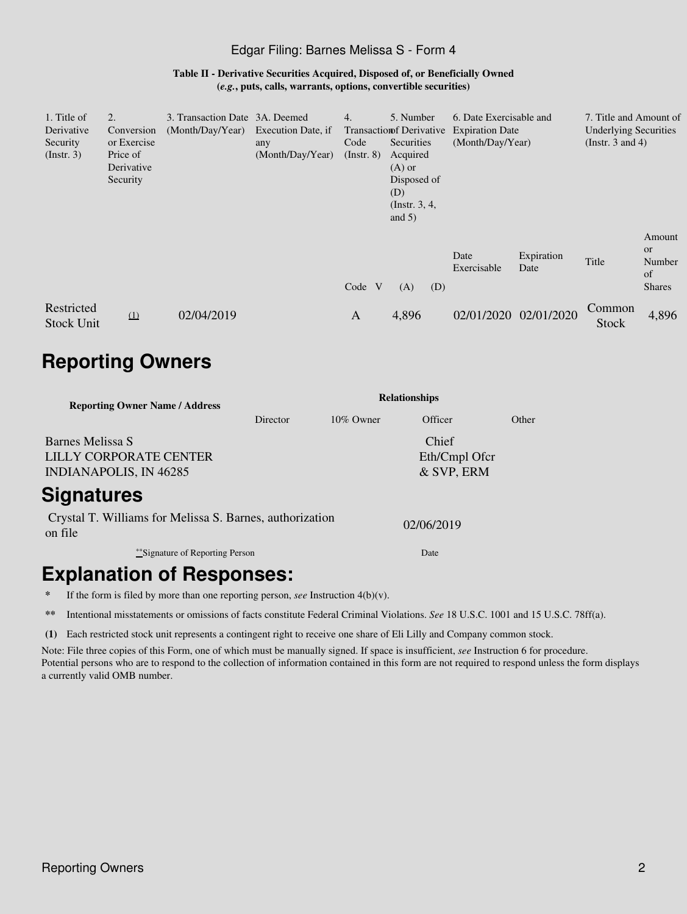**Table II - Derivative Securities Acquired, Disposed of, or Beneficially Owned**
**(*e.g.*, puts, calls, warrants, options, convertible securities)**

| 1. Title of Derivative Security (Instr. 3) | 2. Conversion or Exercise Price of Derivative Security | 3. Transaction Date (Month/Day/Year) | 3A. Deemed Execution Date, if any (Month/Day/Year) | 4. Transaction Code (Instr. 8) | | 5. Number of Derivative Securities Acquired (A) or Disposed of (D) (Instr. 3, 4, and 5) | | 6. Date Exercisable and Expiration Date (Month/Day/Year) | | 7. Title and Amount of Underlying Securities (Instr. 3 and 4) | |
|---|---|---|---|---|---|---|---|---|---|---|---|
| | | | | Code | V | (A) | (D) | Date Exercisable | Expiration Date | Title | Amount or Number of Shares |
| Restricted Stock Unit | (1) | 02/04/2019 | | A | | 4,896 | | 02/01/2020 | 02/01/2020 | Common Stock | 4,896 |

# Reporting Owners

| Reporting Owner Name / Address | Relationships | | | |
|---|---|---|---|---|
| | Director | 10% Owner | Officer | Other |
| Barnes Melissa S<br>LILLY CORPORATE CENTER<br>INDIANAPOLIS, IN 46285 | | | Chief Eth/Cmpl Ofcr & SVP, ERM | |

# Signatures

| | |
|---|---|
| Crystal T. Williams for Melissa S. Barnes, authorization on file | 02/06/2019 |
| **Signature of Reporting Person | Date |

# Explanation of Responses:

- \* If the form is filed by more than one reporting person, *see* Instruction 4(b)(v).
- \*\* Intentional misstatements or omissions of facts constitute Federal Criminal Violations. *See* 18 U.S.C. 1001 and 15 U.S.C. 78ff(a).
- **(1)** Each restricted stock unit represents a contingent right to receive one share of Eli Lilly and Company common stock.

Note: File three copies of this Form, one of which must be manually signed. If space is insufficient, *see* Instruction 6 for procedure.
Potential persons who are to respond to the collection of information contained in this form are not required to respond unless the form displays a currently valid OMB number.